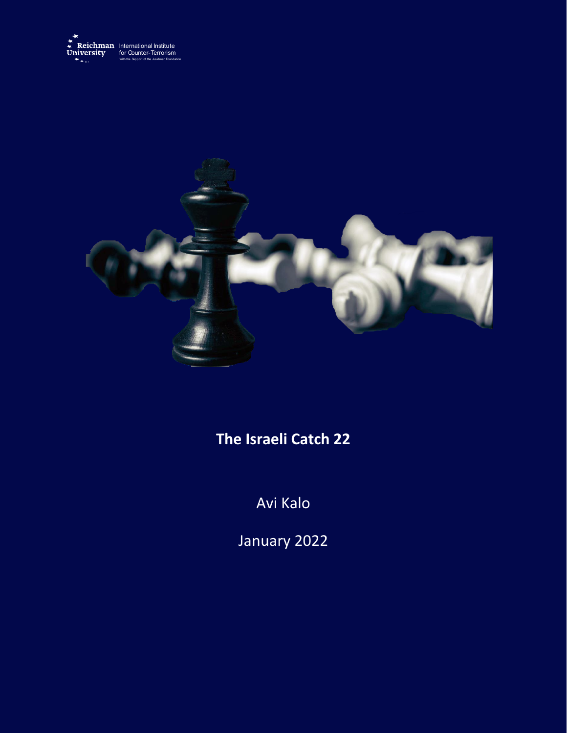Reichman University International Institute for Counter-Terrorism
With the Support of the Jusidman Foundation

# The Israeli Catch 22

Avi Kalo

January 2022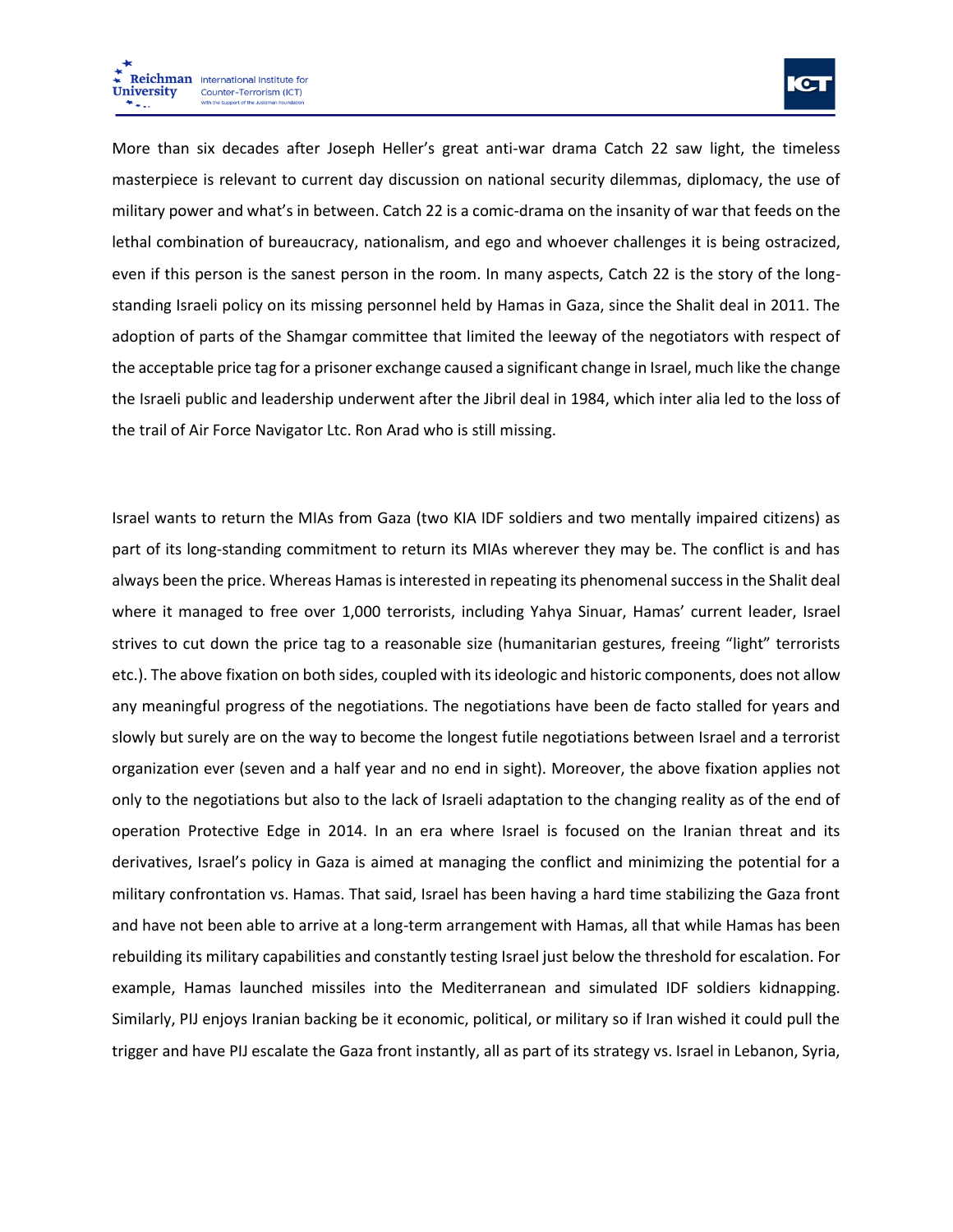More than six decades after Joseph Heller's great anti-war drama Catch 22 saw light, the timeless masterpiece is relevant to current day discussion on national security dilemmas, diplomacy, the use of military power and what's in between. Catch 22 is a comic-drama on the insanity of war that feeds on the lethal combination of bureaucracy, nationalism, and ego and whoever challenges it is being ostracized, even if this person is the sanest person in the room. In many aspects, Catch 22 is the story of the long-standing Israeli policy on its missing personnel held by Hamas in Gaza, since the Shalit deal in 2011. The adoption of parts of the Shamgar committee that limited the leeway of the negotiators with respect of the acceptable price tag for a prisoner exchange caused a significant change in Israel, much like the change the Israeli public and leadership underwent after the Jibril deal in 1984, which inter alia led to the loss of the trail of Air Force Navigator Ltc. Ron Arad who is still missing.

Israel wants to return the MIAs from Gaza (two KIA IDF soldiers and two mentally impaired citizens) as part of its long-standing commitment to return its MIAs wherever they may be. The conflict is and has always been the price. Whereas Hamas is interested in repeating its phenomenal success in the Shalit deal where it managed to free over 1,000 terrorists, including Yahya Sinuar, Hamas' current leader, Israel strives to cut down the price tag to a reasonable size (humanitarian gestures, freeing "light" terrorists etc.). The above fixation on both sides, coupled with its ideologic and historic components, does not allow any meaningful progress of the negotiations. The negotiations have been de facto stalled for years and slowly but surely are on the way to become the longest futile negotiations between Israel and a terrorist organization ever (seven and a half year and no end in sight). Moreover, the above fixation applies not only to the negotiations but also to the lack of Israeli adaptation to the changing reality as of the end of operation Protective Edge in 2014. In an era where Israel is focused on the Iranian threat and its derivatives, Israel's policy in Gaza is aimed at managing the conflict and minimizing the potential for a military confrontation vs. Hamas. That said, Israel has been having a hard time stabilizing the Gaza front and have not been able to arrive at a long-term arrangement with Hamas, all that while Hamas has been rebuilding its military capabilities and constantly testing Israel just below the threshold for escalation. For example, Hamas launched missiles into the Mediterranean and simulated IDF soldiers kidnapping. Similarly, PIJ enjoys Iranian backing be it economic, political, or military so if Iran wished it could pull the trigger and have PIJ escalate the Gaza front instantly, all as part of its strategy vs. Israel in Lebanon, Syria,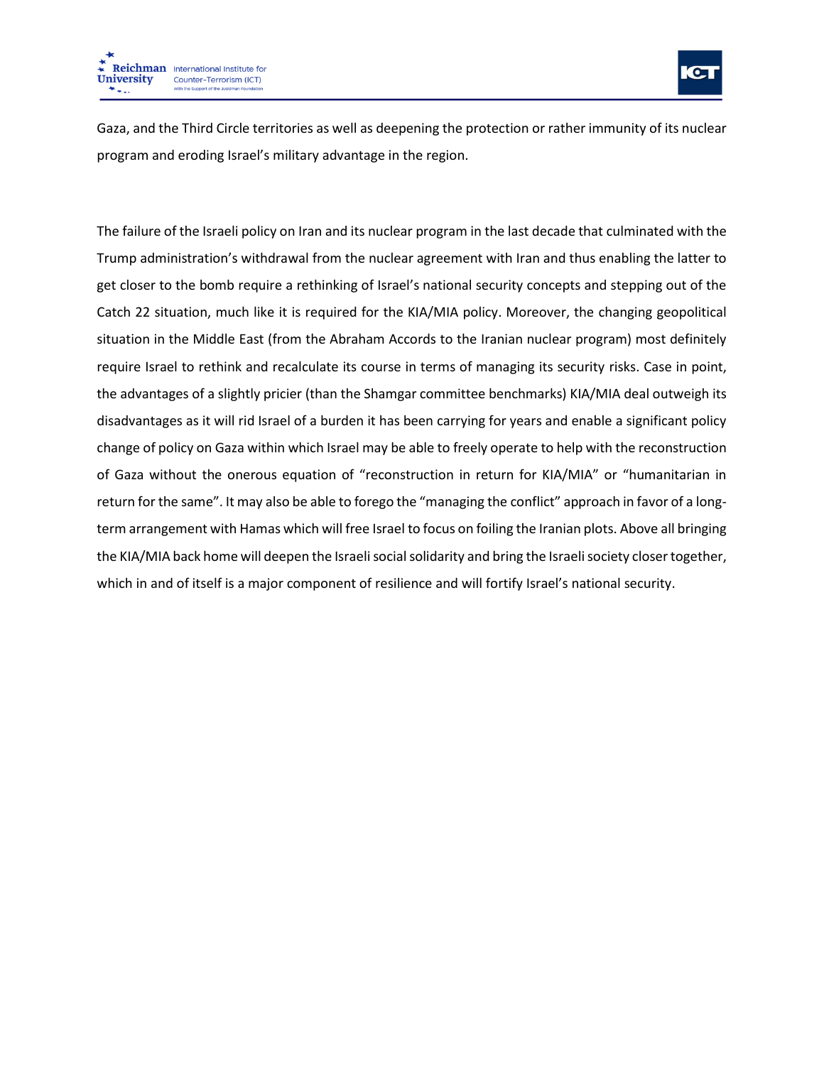Gaza, and the Third Circle territories as well as deepening the protection or rather immunity of its nuclear program and eroding Israel's military advantage in the region.

The failure of the Israeli policy on Iran and its nuclear program in the last decade that culminated with the Trump administration's withdrawal from the nuclear agreement with Iran and thus enabling the latter to get closer to the bomb require a rethinking of Israel's national security concepts and stepping out of the Catch 22 situation, much like it is required for the KIA/MIA policy. Moreover, the changing geopolitical situation in the Middle East (from the Abraham Accords to the Iranian nuclear program) most definitely require Israel to rethink and recalculate its course in terms of managing its security risks. Case in point, the advantages of a slightly pricier (than the Shamgar committee benchmarks) KIA/MIA deal outweigh its disadvantages as it will rid Israel of a burden it has been carrying for years and enable a significant policy change of policy on Gaza within which Israel may be able to freely operate to help with the reconstruction of Gaza without the onerous equation of "reconstruction in return for KIA/MIA" or "humanitarian in return for the same". It may also be able to forego the "managing the conflict" approach in favor of a long-term arrangement with Hamas which will free Israel to focus on foiling the Iranian plots. Above all bringing the KIA/MIA back home will deepen the Israeli social solidarity and bring the Israeli society closer together, which in and of itself is a major component of resilience and will fortify Israel's national security.